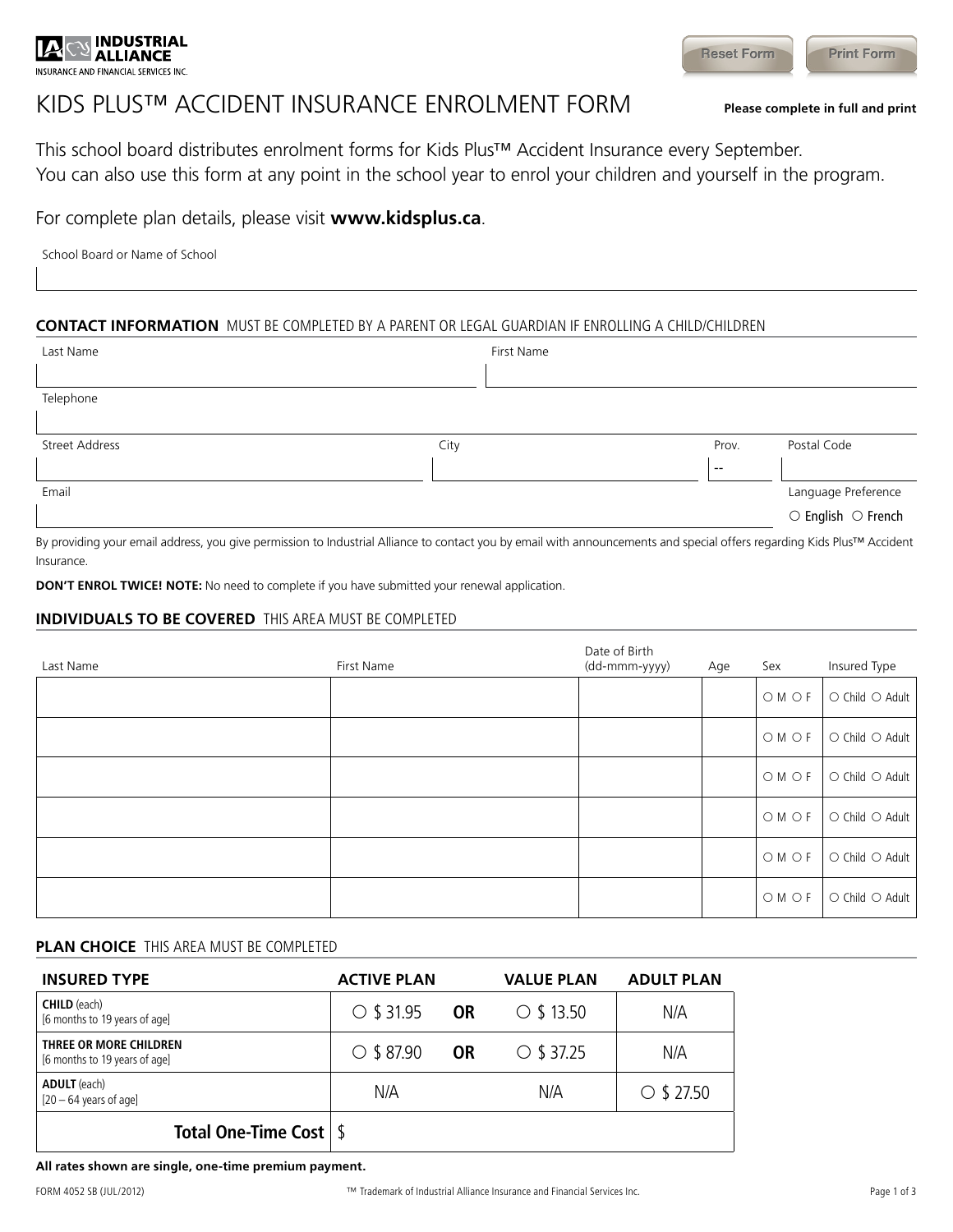INDUSTRIAL ALLIANCE
INSURANCE AND FINANCIAL SERVICES INC.

Reset Form Print Form

# KIDS PLUS™ ACCIDENT INSURANCE ENROLMENT FORM

**Please complete in full and print**

This school board distributes enrolment forms for Kids Plus™ Accident Insurance every September.
You can also use this form at any point in the school year to enrol your children and yourself in the program.

For complete plan details, please visit **www.kidsplus.ca**.

School Board or Name of School

## CONTACT INFORMATION MUST BE COMPLETED BY A PARENT OR LEGAL GUARDIAN IF ENROLLING A CHILD/CHILDREN

| Last Name | First Name |
|---|---|
| | |

| Telephone |
|---|
| |

| Street Address | City | Prov. | Postal Code |
|---|---|---|---|
| | | -- | |

| Email | Language Preference |
|---|---|
| | ○ English ○ French |

By providing your email address, you give permission to Industrial Alliance to contact you by email with announcements and special offers regarding Kids Plus™ Accident Insurance.

**DON'T ENROL TWICE! NOTE:** No need to complete if you have submitted your renewal application.

## INDIVIDUALS TO BE COVERED THIS AREA MUST BE COMPLETED

| Last Name | First Name | Date of Birth (dd-mmm-yyyy) | Age | Sex | Insured Type |
|---|---|---|---|---|---|
| | | | | ○ M ○ F | ○ Child ○ Adult |
| | | | | ○ M ○ F | ○ Child ○ Adult |
| | | | | ○ M ○ F | ○ Child ○ Adult |
| | | | | ○ M ○ F | ○ Child ○ Adult |
| | | | | ○ M ○ F | ○ Child ○ Adult |
| | | | | ○ M ○ F | ○ Child ○ Adult |

## PLAN CHOICE THIS AREA MUST BE COMPLETED

| INSURED TYPE | ACTIVE PLAN | | VALUE PLAN | ADULT PLAN |
|---|---|---|---|---|
| **CHILD** (each) [6 months to 19 years of age] | ○ $ 31.95 | **OR** | ○ $ 13.50 | N/A |
| **THREE OR MORE CHILDREN** [6 months to 19 years of age] | ○ $ 87.90 | **OR** | ○ $ 37.25 | N/A |
| **ADULT** (each) [20 – 64 years of age] | N/A | | N/A | ○ $ 27.50 |
| **Total One-Time Cost** | $ | | | |

**All rates shown are single, one-time premium payment.**

FORM 4052 SB (JUL/2012) ™ Trademark of Industrial Alliance Insurance and Financial Services Inc.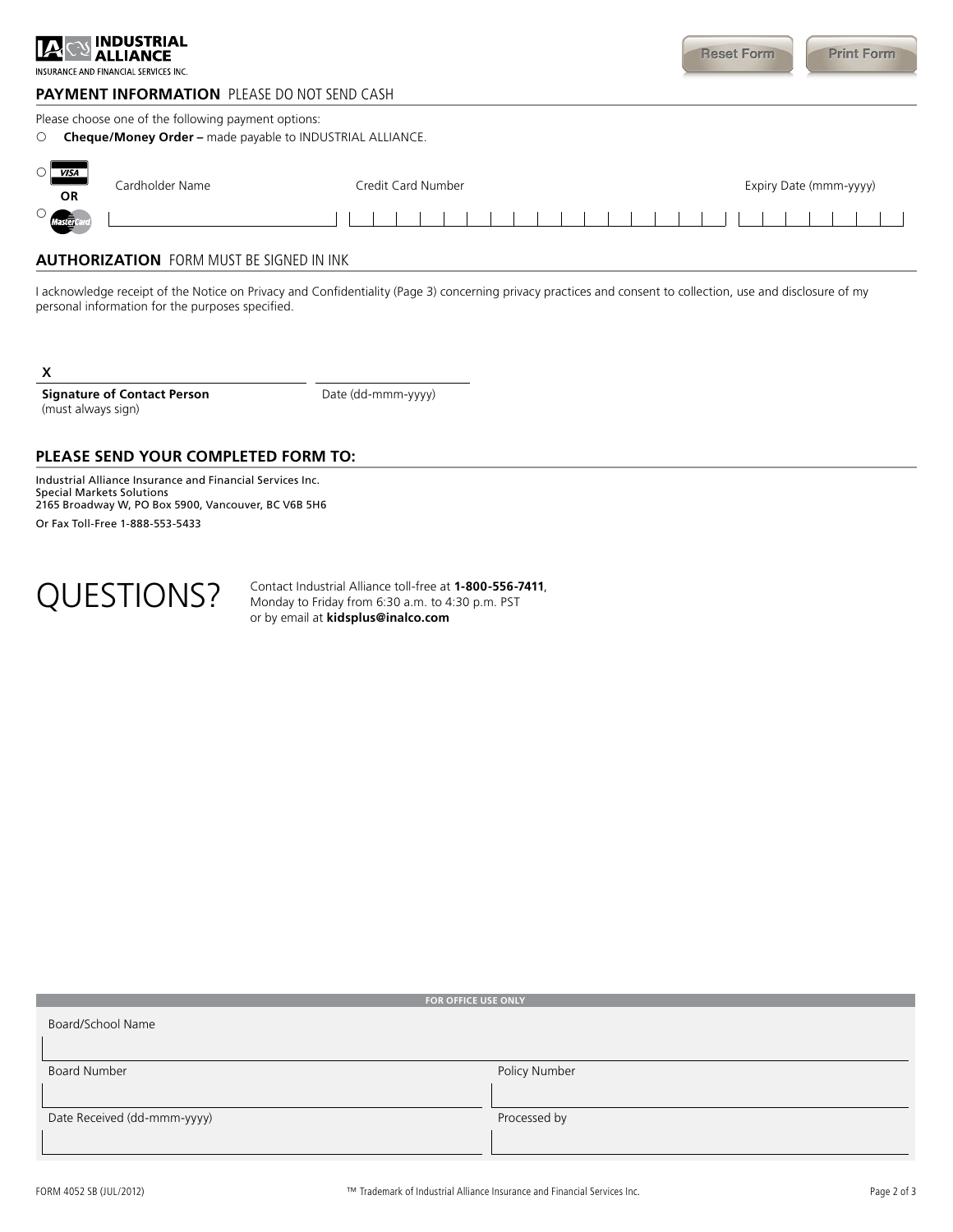**INDUSTRIAL ALLIANCE**
INSURANCE AND FINANCIAL SERVICES INC.

Reset Form | Print Form

## PAYMENT INFORMATION PLEASE DO NOT SEND CASH

Please choose one of the following payment options:

○ **Cheque/Money Order –** made payable to INDUSTRIAL ALLIANCE.

○ VISA **OR** ○ MasterCard

| Cardholder Name | Credit Card Number | Expiry Date (mmm-yyyy) |
|---|---|---|
| | | |

## AUTHORIZATION FORM MUST BE SIGNED IN INK

I acknowledge receipt of the Notice on Privacy and Confidentiality (Page 3) concerning privacy practices and consent to collection, use and disclosure of my personal information for the purposes specified.

**X** ______________________________ ____________________

**Signature of Contact Person** (must always sign) — Date (dd-mmm-yyyy)

## PLEASE SEND YOUR COMPLETED FORM TO:

Industrial Alliance Insurance and Financial Services Inc.
Special Markets Solutions
2165 Broadway W, PO Box 5900, Vancouver, BC V6B 5H6

Or Fax Toll-Free 1-888-553-5433

## QUESTIONS?

Contact Industrial Alliance toll-free at **1-800-556-7411**, Monday to Friday from 6:30 a.m. to 4:30 p.m. PST or by email at **kidsplus@inalco.com**

**FOR OFFICE USE ONLY**

| Board/School Name | |
|---|---|
| | |
| Board Number | Policy Number |
| | |
| Date Received (dd-mmm-yyyy) | Processed by |
| | |

FORM 4052 SB (JUL/2012) — ™ Trademark of Industrial Alliance Insurance and Financial Services Inc.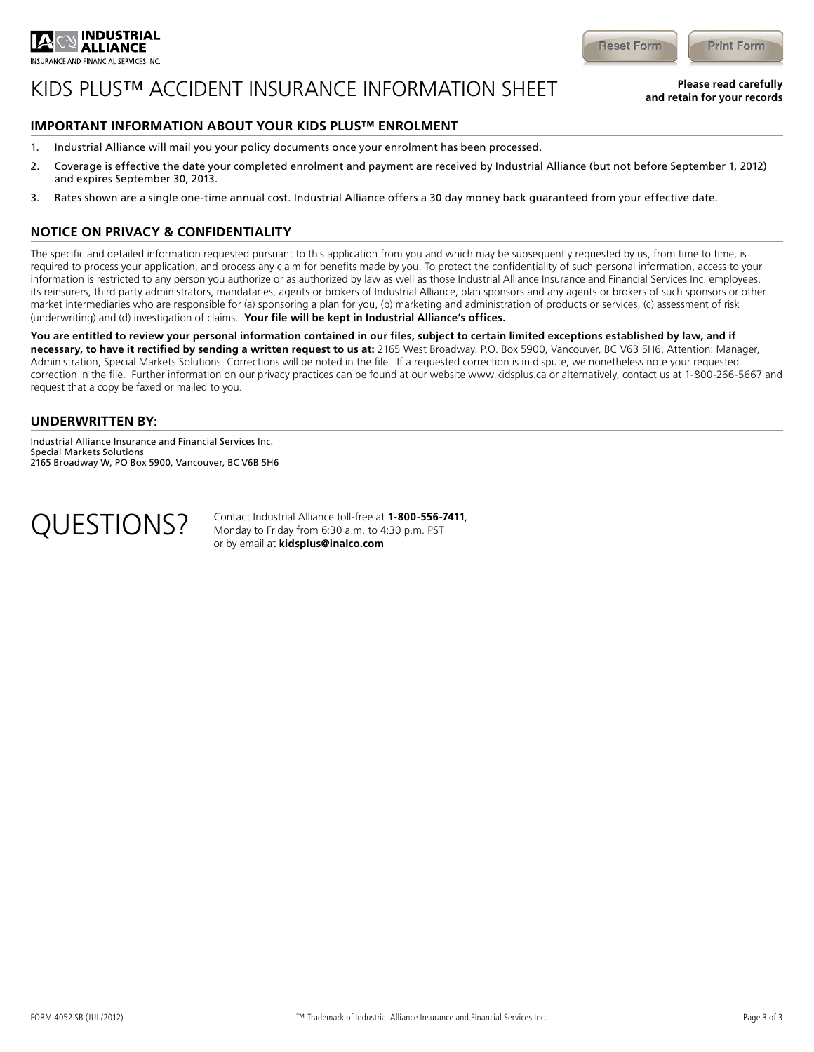INDUSTRIAL ALLIANCE
INSURANCE AND FINANCIAL SERVICES INC.

# KIDS PLUS™ ACCIDENT INSURANCE INFORMATION SHEET

**Please read carefully and retain for your records**

## IMPORTANT INFORMATION ABOUT YOUR KIDS PLUS™ ENROLMENT

1. Industrial Alliance will mail you your policy documents once your enrolment has been processed.
2. Coverage is effective the date your completed enrolment and payment are received by Industrial Alliance (but not before September 1, 2012) and expires September 30, 2013.
3. Rates shown are a single one-time annual cost. Industrial Alliance offers a 30 day money back guaranteed from your effective date.

## NOTICE ON PRIVACY & CONFIDENTIALITY

The specific and detailed information requested pursuant to this application from you and which may be subsequently requested by us, from time to time, is required to process your application, and process any claim for benefits made by you. To protect the confidentiality of such personal information, access to your information is restricted to any person you authorize or as authorized by law as well as those Industrial Alliance Insurance and Financial Services Inc. employees, its reinsurers, third party administrators, mandataries, agents or brokers of Industrial Alliance, plan sponsors and any agents or brokers of such sponsors or other market intermediaries who are responsible for (a) sponsoring a plan for you, (b) marketing and administration of products or services, (c) assessment of risk (underwriting) and (d) investigation of claims. **Your file will be kept in Industrial Alliance's offices.**

**You are entitled to review your personal information contained in our files, subject to certain limited exceptions established by law, and if necessary, to have it rectified by sending a written request to us at:** 2165 West Broadway. P.O. Box 5900, Vancouver, BC V6B 5H6, Attention: Manager, Administration, Special Markets Solutions. Corrections will be noted in the file. If a requested correction is in dispute, we nonetheless note your requested correction in the file. Further information on our privacy practices can be found at our website www.kidsplus.ca or alternatively, contact us at 1-800-266-5667 and request that a copy be faxed or mailed to you.

## UNDERWRITTEN BY:

Industrial Alliance Insurance and Financial Services Inc.
Special Markets Solutions
2165 Broadway W, PO Box 5900, Vancouver, BC V6B 5H6

# QUESTIONS?

Contact Industrial Alliance toll-free at **1-800-556-7411**, Monday to Friday from 6:30 a.m. to 4:30 p.m. PST or by email at **kidsplus@inalco.com**

FORM 4052 SB (JUL/2012)

™ Trademark of Industrial Alliance Insurance and Financial Services Inc.